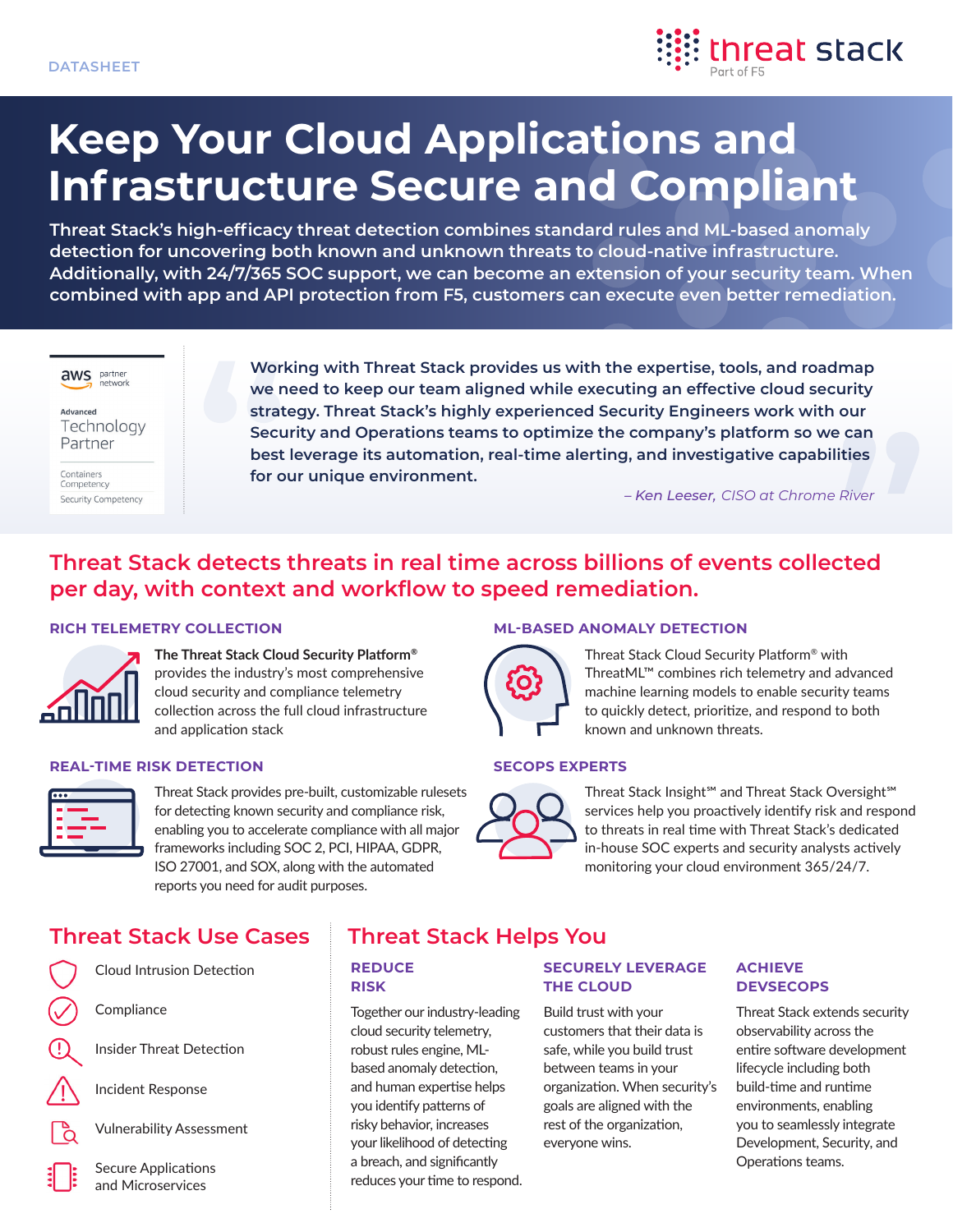DATASHEET

threat stack
Part of F5

# Keep Your Cloud Applications and Infrastructure Secure and Compliant

**Threat Stack's high-efficacy threat detection combines standard rules and ML-based anomaly detection for uncovering both known and unknown threats to cloud-native infrastructure. Additionally, with 24/7/365 SOC support, we can become an extension of your security team. When combined with app and API protection from F5, customers can execute even better remediation.**

aws partner network
Advanced Technology Partner
Containers Competency
Security Competency

> **Working with Threat Stack provides us with the expertise, tools, and roadmap we need to keep our team aligned while executing an effective cloud security strategy. Threat Stack's highly experienced Security Engineers work with our Security and Operations teams to optimize the company's platform so we can best leverage its automation, real-time alerting, and investigative capabilities for our unique environment.**
>
> *– Ken Leeser, CISO at Chrome River*

## Threat Stack detects threats in real time across billions of events collected per day, with context and workflow to speed remediation.

### RICH TELEMETRY COLLECTION

**The Threat Stack Cloud Security Platform®** provides the industry's most comprehensive cloud security and compliance telemetry collection across the full cloud infrastructure and application stack

### ML-BASED ANOMALY DETECTION

Threat Stack Cloud Security Platform® with ThreatML™ combines rich telemetry and advanced machine learning models to enable security teams to quickly detect, prioritize, and respond to both known and unknown threats.

### REAL-TIME RISK DETECTION

Threat Stack provides pre-built, customizable rulesets for detecting known security and compliance risk, enabling you to accelerate compliance with all major frameworks including SOC 2, PCI, HIPAA, GDPR, ISO 27001, and SOX, along with the automated reports you need for audit purposes.

### SECOPS EXPERTS

Threat Stack Insight℠ and Threat Stack Oversight℠ services help you proactively identify risk and respond to threats in real time with Threat Stack's dedicated in-house SOC experts and security analysts actively monitoring your cloud environment 365/24/7.

## Threat Stack Use Cases

- Cloud Intrusion Detection
- Compliance
- Insider Threat Detection
- Incident Response
- Vulnerability Assessment
- Secure Applications and Microservices

## Threat Stack Helps You

### REDUCE RISK

Together our industry-leading cloud security telemetry, robust rules engine, ML-based anomaly detection, and human expertise helps you identify patterns of risky behavior, increases your likelihood of detecting a breach, and significantly reduces your time to respond.

### SECURELY LEVERAGE THE CLOUD

Build trust with your customers that their data is safe, while you build trust between teams in your organization. When security's goals are aligned with the rest of the organization, everyone wins.

### ACHIEVE DEVSECOPS

Threat Stack extends security observability across the entire software development lifecycle including both build-time and runtime environments, enabling you to seamlessly integrate Development, Security, and Operations teams.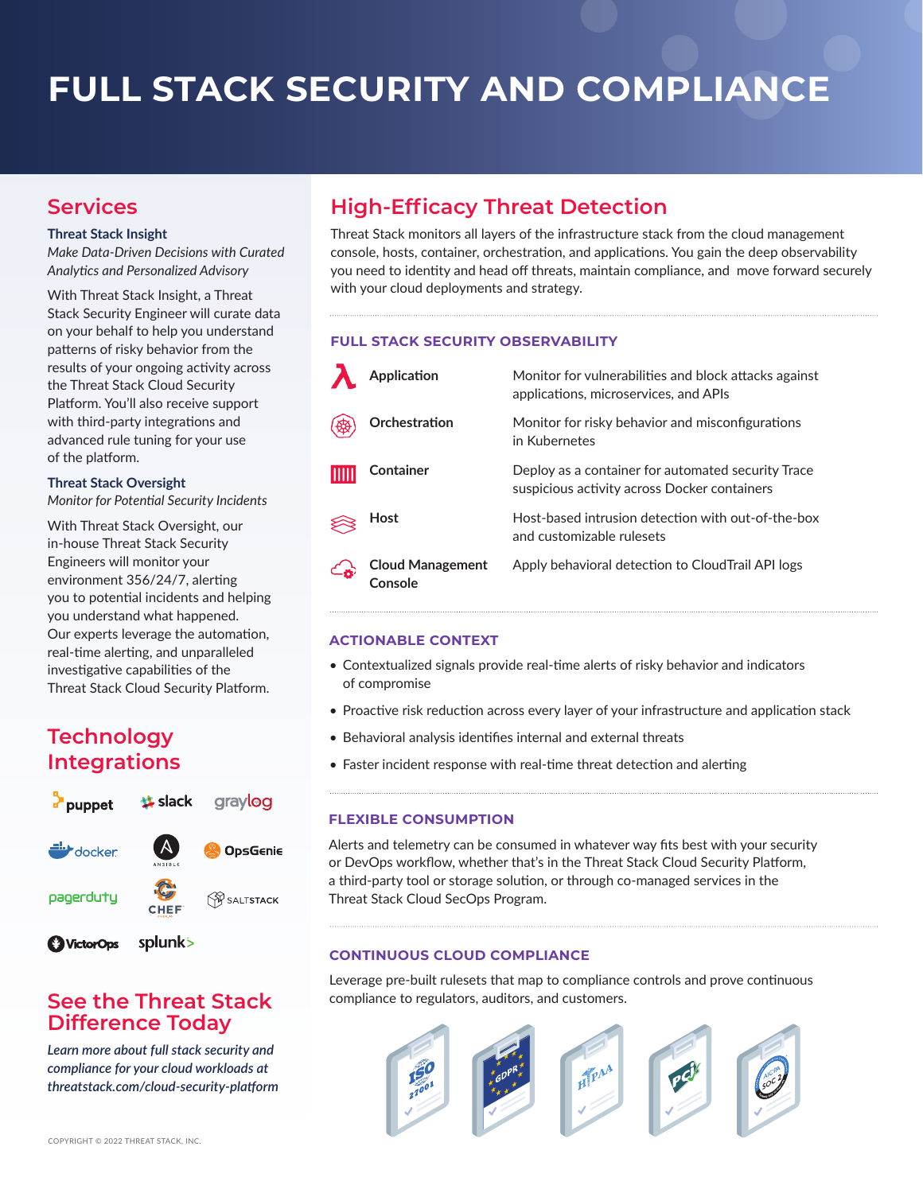# FULL STACK SECURITY AND COMPLIANCE

## Services

**Threat Stack Insight**

*Make Data-Driven Decisions with Curated Analytics and Personalized Advisory*

With Threat Stack Insight, a Threat Stack Security Engineer will curate data on your behalf to help you understand patterns of risky behavior from the results of your ongoing activity across the Threat Stack Cloud Security Platform. You'll also receive support with third-party integrations and advanced rule tuning for your use of the platform.

**Threat Stack Oversight**

*Monitor for Potential Security Incidents*

With Threat Stack Oversight, our in-house Threat Stack Security Engineers will monitor your environment 356/24/7, alerting you to potential incidents and helping you understand what happened. Our experts leverage the automation, real-time alerting, and unparalleled investigative capabilities of the Threat Stack Cloud Security Platform.

## Technology Integrations

puppet
slack
graylog
docker
ANSIBLE
OpsGenie
pagerduty
CHEF
SALTSTACK
VictorOps
splunk>

## See the Threat Stack Difference Today

*Learn more about full stack security and compliance for your cloud workloads at threatstack.com/cloud-security-platform*

## High-Efficacy Threat Detection

Threat Stack monitors all layers of the infrastructure stack from the cloud management console, hosts, container, orchestration, and applications. You gain the deep observability you need to identity and head off threats, maintain compliance, and move forward securely with your cloud deployments and strategy.

### FULL STACK SECURITY OBSERVABILITY

| | |
|---|---|
| **Application** | Monitor for vulnerabilities and block attacks against applications, microservices, and APIs |
| **Orchestration** | Monitor for risky behavior and misconfigurations in Kubernetes |
| **Container** | Deploy as a container for automated security Trace suspicious activity across Docker containers |
| **Host** | Host-based intrusion detection with out-of-the-box and customizable rulesets |
| **Cloud Management Console** | Apply behavioral detection to CloudTrail API logs |

### ACTIONABLE CONTEXT

- Contextualized signals provide real-time alerts of risky behavior and indicators of compromise
- Proactive risk reduction across every layer of your infrastructure and application stack
- Behavioral analysis identifies internal and external threats
- Faster incident response with real-time threat detection and alerting

### FLEXIBLE CONSUMPTION

Alerts and telemetry can be consumed in whatever way fits best with your security or DevOps workflow, whether that's in the Threat Stack Cloud Security Platform, a third-party tool or storage solution, or through co-managed services in the Threat Stack Cloud SecOps Program.

### CONTINUOUS CLOUD COMPLIANCE

Leverage pre-built rulesets that map to compliance controls and prove continuous compliance to regulators, auditors, and customers.

ISO 27001
GDPR
HIPAA
PCI
AICPA SOC 2

COPYRIGHT © 2022 THREAT STACK, INC.